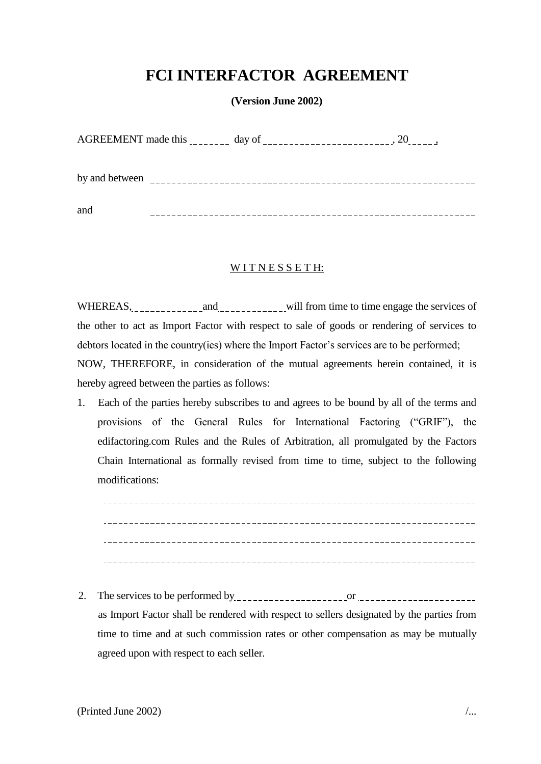# FCI INTERFACTOR AGREEMENT

**(Version June 2002)**

AGREEMENT made this ________ day of __________________________, 20_____,

by and between ______________________________________________________________

and ______________________________________________________________

W I T N E S S E T H:

WHEREAS, ______________ and ______________ will from time to time engage the services of the other to act as Import Factor with respect to sale of goods or rendering of services to debtors located in the country(ies) where the Import Factor's services are to be performed;

NOW, THEREFORE, in consideration of the mutual agreements herein contained, it is hereby agreed between the parties as follows:

1. Each of the parties hereby subscribes to and agrees to be bound by all of the terms and provisions of the General Rules for International Factoring ("GRIF"), the edifactoring.com Rules and the Rules of Arbitration, all promulgated by the Factors Chain International as formally revised from time to time, subject to the following modifications:

   ______________________________________________________________________

   ______________________________________________________________________

   ______________________________________________________________________

   ______________________________________________________________________

2. The services to be performed by ______________________ or ______________________ as Import Factor shall be rendered with respect to sellers designated by the parties from time to time and at such commission rates or other compensation as may be mutually agreed upon with respect to each seller.

(Printed June 2002) /...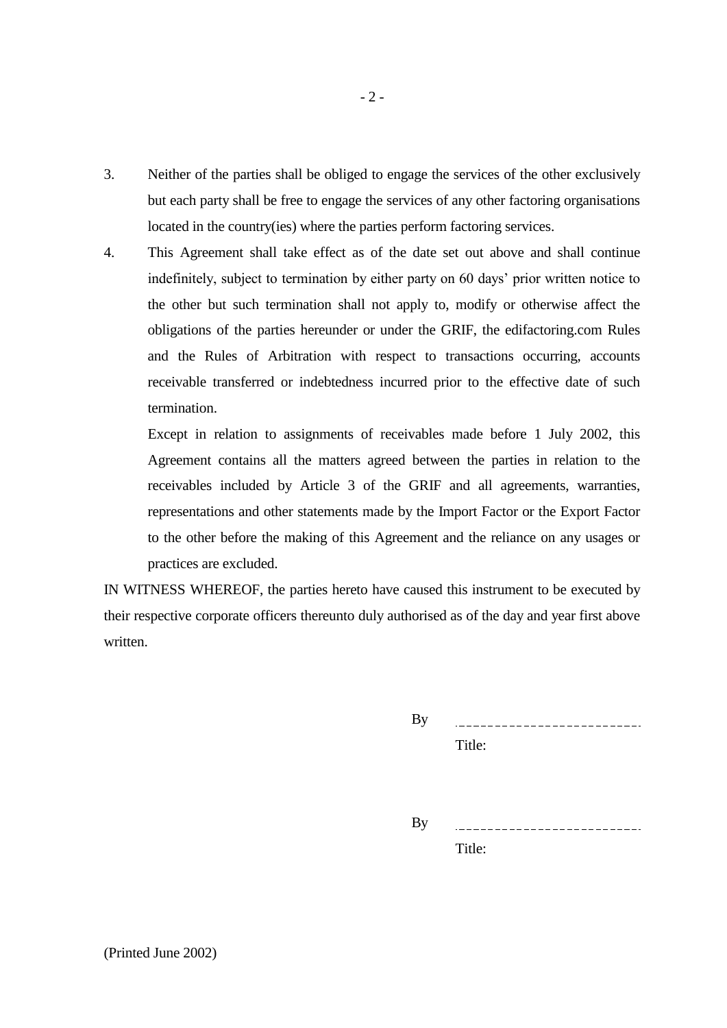3. Neither of the parties shall be obliged to engage the services of the other exclusively but each party shall be free to engage the services of any other factoring organisations located in the country(ies) where the parties perform factoring services.

4. This Agreement shall take effect as of the date set out above and shall continue indefinitely, subject to termination by either party on 60 days' prior written notice to the other but such termination shall not apply to, modify or otherwise affect the obligations of the parties hereunder or under the GRIF, the edifactoring.com Rules and the Rules of Arbitration with respect to transactions occurring, accounts receivable transferred or indebtedness incurred prior to the effective date of such termination.

   Except in relation to assignments of receivables made before 1 July 2002, this Agreement contains all the matters agreed between the parties in relation to the receivables included by Article 3 of the GRIF and all agreements, warranties, representations and other statements made by the Import Factor or the Export Factor to the other before the making of this Agreement and the reliance on any usages or practices are excluded.

IN WITNESS WHEREOF, the parties hereto have caused this instrument to be executed by their respective corporate officers thereunto duly authorised as of the day and year first above written.

By \_\_\_\_\_\_\_\_\_\_\_\_\_\_\_\_\_\_\_\_\_\_\_\_\_\_

Title:

By \_\_\_\_\_\_\_\_\_\_\_\_\_\_\_\_\_\_\_\_\_\_\_\_\_\_

Title:

(Printed June 2002)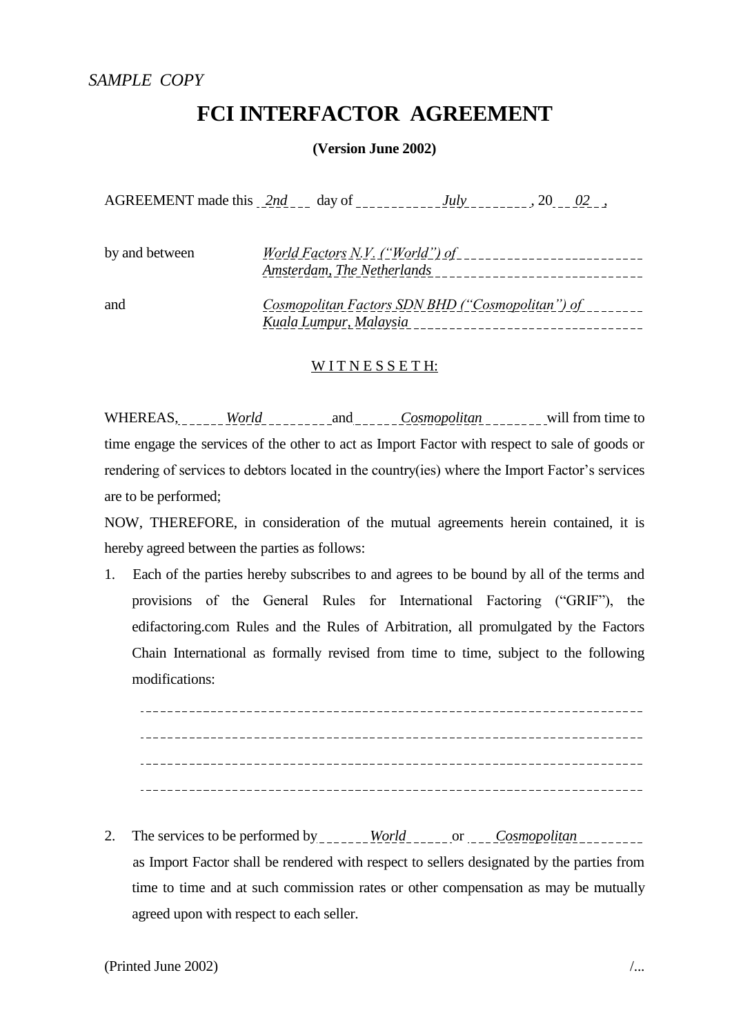*SAMPLE COPY*

# FCI INTERFACTOR AGREEMENT

**(Version June 2002)**

AGREEMENT made this *2nd* day of *July*, 20 *02* ,

by and between *World Factors N.V. ("World") of Amsterdam, The Netherlands*

and *Cosmopolitan Factors SDN BHD ("Cosmopolitan") of Kuala Lumpur, Malaysia*

W I T N E S S E T H:

WHEREAS, *World* and *Cosmopolitan* will from time to time engage the services of the other to act as Import Factor with respect to sale of goods or rendering of services to debtors located in the country(ies) where the Import Factor's services are to be performed;

NOW, THEREFORE, in consideration of the mutual agreements herein contained, it is hereby agreed between the parties as follows:

1. Each of the parties hereby subscribes to and agrees to be bound by all of the terms and provisions of the General Rules for International Factoring ("GRIF"), the edifactoring.com Rules and the Rules of Arbitration, all promulgated by the Factors Chain International as formally revised from time to time, subject to the following modifications:

   ______________________________________________

   ______________________________________________

   ______________________________________________

   ______________________________________________

2. The services to be performed by *World* or *Cosmopolitan* as Import Factor shall be rendered with respect to sellers designated by the parties from time to time and at such commission rates or other compensation as may be mutually agreed upon with respect to each seller.

(Printed June 2002) /...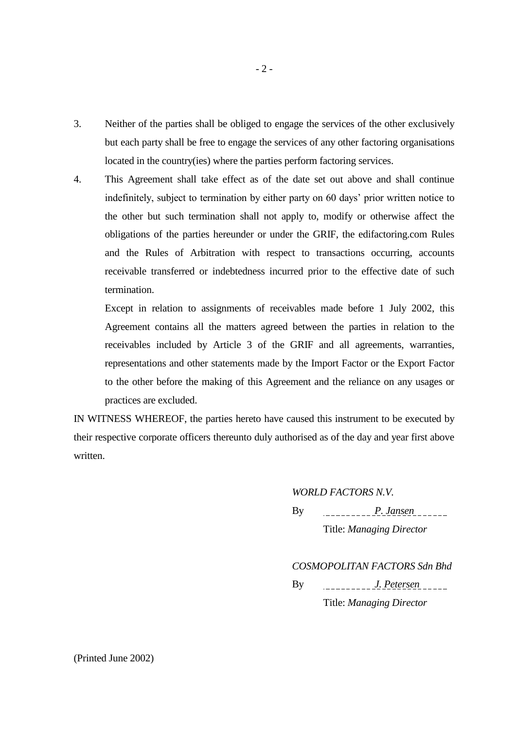3. Neither of the parties shall be obliged to engage the services of the other exclusively but each party shall be free to engage the services of any other factoring organisations located in the country(ies) where the parties perform factoring services.

4. This Agreement shall take effect as of the date set out above and shall continue indefinitely, subject to termination by either party on 60 days' prior written notice to the other but such termination shall not apply to, modify or otherwise affect the obligations of the parties hereunder or under the GRIF, the edifactoring.com Rules and the Rules of Arbitration with respect to transactions occurring, accounts receivable transferred or indebtedness incurred prior to the effective date of such termination.

   Except in relation to assignments of receivables made before 1 July 2002, this Agreement contains all the matters agreed between the parties in relation to the receivables included by Article 3 of the GRIF and all agreements, warranties, representations and other statements made by the Import Factor or the Export Factor to the other before the making of this Agreement and the reliance on any usages or practices are excluded.

IN WITNESS WHEREOF, the parties hereto have caused this instrument to be executed by their respective corporate officers thereunto duly authorised as of the day and year first above written.

*WORLD FACTORS N.V.*

By *P. Jansen*

Title: *Managing Director*

*COSMOPOLITAN FACTORS Sdn Bhd*

By *J. Petersen*

Title: *Managing Director*

(Printed June 2002)